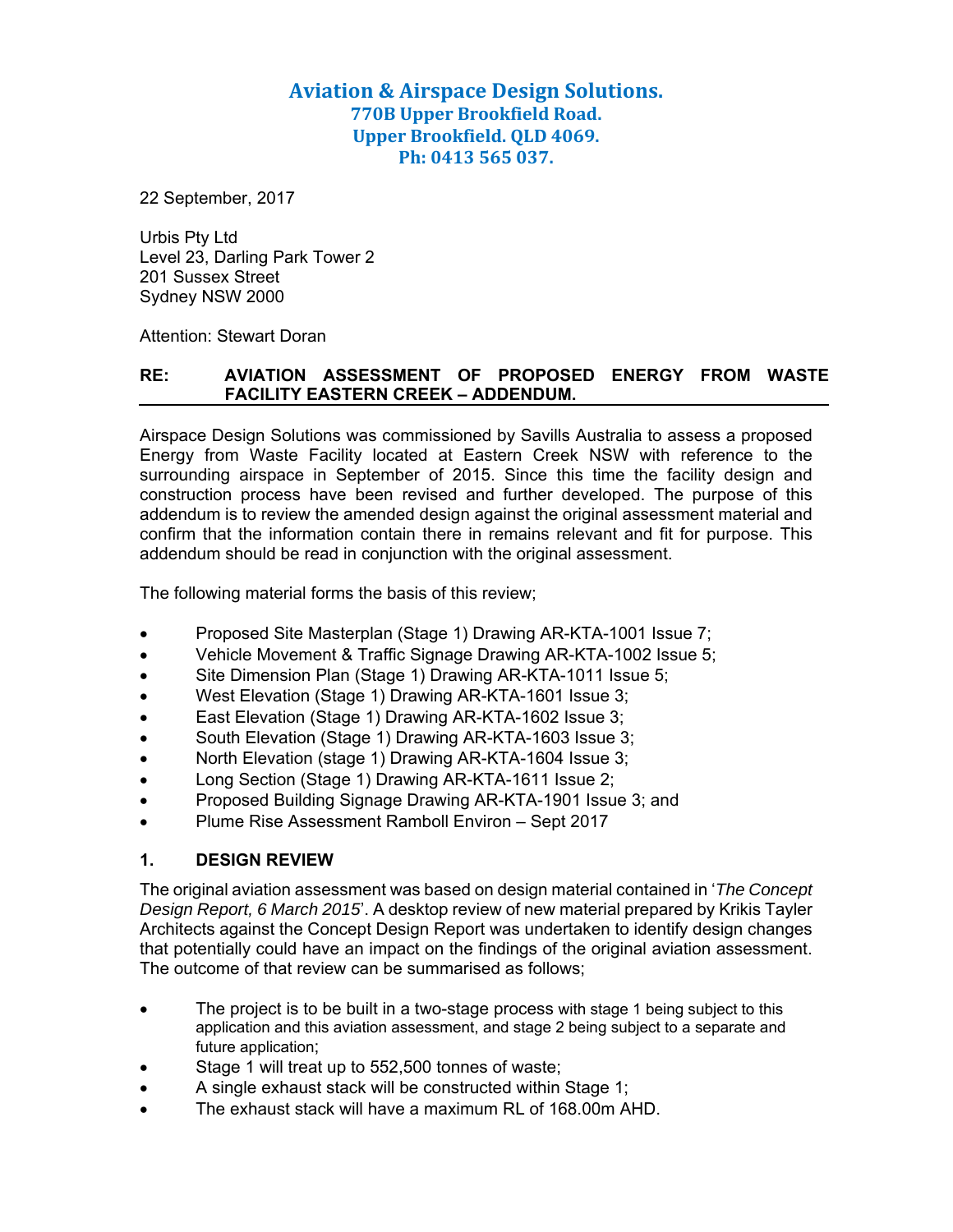**Aviation & Airspace Design Solutions.**
**770B Upper Brookfield Road.**
**Upper Brookfield. QLD 4069.**
**Ph: 0413 565 037.**

22 September, 2017

Urbis Pty Ltd
Level 23, Darling Park Tower 2
201 Sussex Street
Sydney NSW 2000

Attention: Stewart Doran

**RE: AVIATION ASSESSMENT OF PROPOSED ENERGY FROM WASTE FACILITY EASTERN CREEK – ADDENDUM.**

Airspace Design Solutions was commissioned by Savills Australia to assess a proposed Energy from Waste Facility located at Eastern Creek NSW with reference to the surrounding airspace in September of 2015. Since this time the facility design and construction process have been revised and further developed. The purpose of this addendum is to review the amended design against the original assessment material and confirm that the information contain there in remains relevant and fit for purpose. This addendum should be read in conjunction with the original assessment.

The following material forms the basis of this review;

- Proposed Site Masterplan (Stage 1) Drawing AR-KTA-1001 Issue 7;
- Vehicle Movement & Traffic Signage Drawing AR-KTA-1002 Issue 5;
- Site Dimension Plan (Stage 1) Drawing AR-KTA-1011 Issue 5;
- West Elevation (Stage 1) Drawing AR-KTA-1601 Issue 3;
- East Elevation (Stage 1) Drawing AR-KTA-1602 Issue 3;
- South Elevation (Stage 1) Drawing AR-KTA-1603 Issue 3;
- North Elevation (stage 1) Drawing AR-KTA-1604 Issue 3;
- Long Section (Stage 1) Drawing AR-KTA-1611 Issue 2;
- Proposed Building Signage Drawing AR-KTA-1901 Issue 3; and
- Plume Rise Assessment Ramboll Environ – Sept 2017

## 1. DESIGN REVIEW

The original aviation assessment was based on design material contained in '*The Concept Design Report, 6 March 2015*'. A desktop review of new material prepared by Krikis Tayler Architects against the Concept Design Report was undertaken to identify design changes that potentially could have an impact on the findings of the original aviation assessment. The outcome of that review can be summarised as follows;

- The project is to be built in a two-stage process with stage 1 being subject to this application and this aviation assessment, and stage 2 being subject to a separate and future application;
- Stage 1 will treat up to 552,500 tonnes of waste;
- A single exhaust stack will be constructed within Stage 1;
- The exhaust stack will have a maximum RL of 168.00m AHD.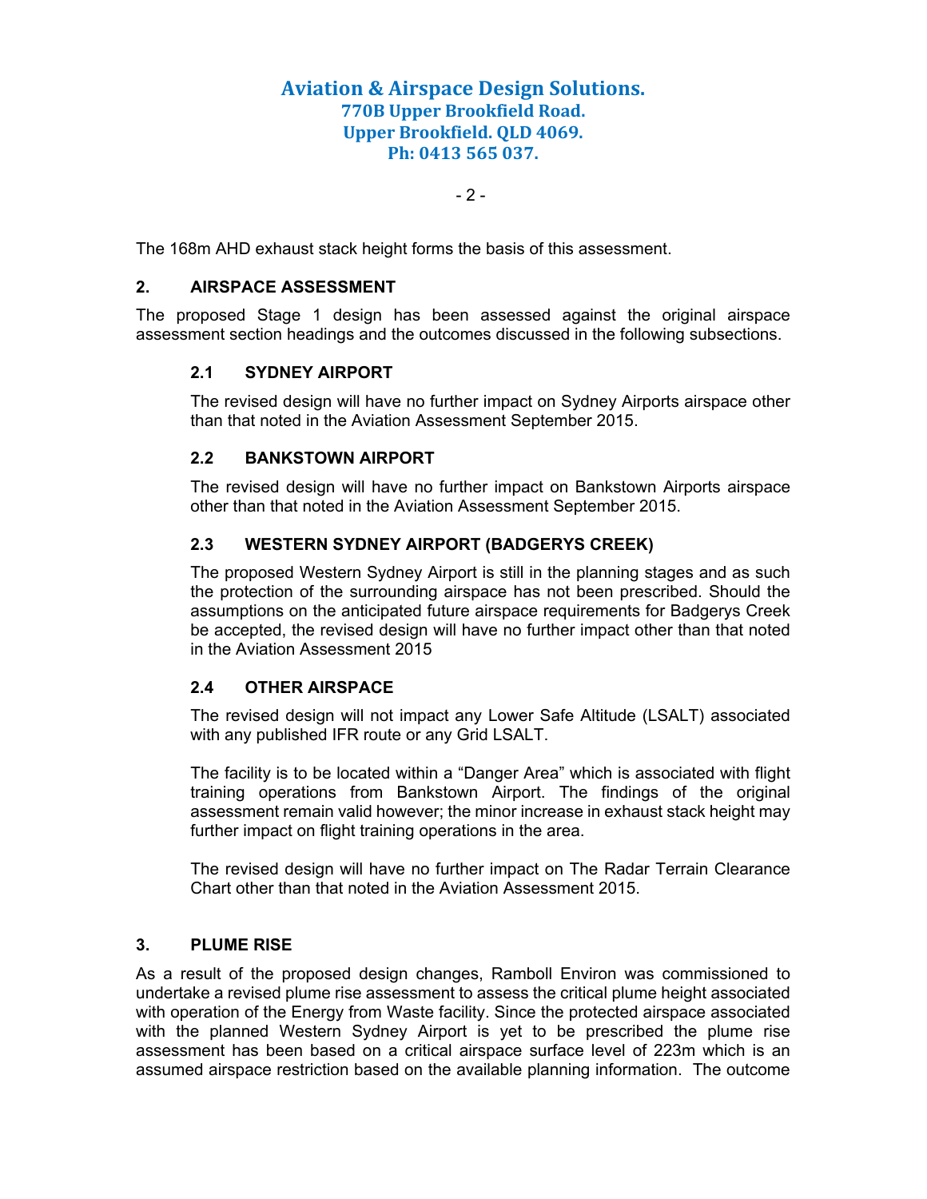The 168m AHD exhaust stack height forms the basis of this assessment.

## 2. AIRSPACE ASSESSMENT

The proposed Stage 1 design has been assessed against the original airspace assessment section headings and the outcomes discussed in the following subsections.

### 2.1 SYDNEY AIRPORT

The revised design will have no further impact on Sydney Airports airspace other than that noted in the Aviation Assessment September 2015.

### 2.2 BANKSTOWN AIRPORT

The revised design will have no further impact on Bankstown Airports airspace other than that noted in the Aviation Assessment September 2015.

### 2.3 WESTERN SYDNEY AIRPORT (BADGERYS CREEK)

The proposed Western Sydney Airport is still in the planning stages and as such the protection of the surrounding airspace has not been prescribed. Should the assumptions on the anticipated future airspace requirements for Badgerys Creek be accepted, the revised design will have no further impact other than that noted in the Aviation Assessment 2015

### 2.4 OTHER AIRSPACE

The revised design will not impact any Lower Safe Altitude (LSALT) associated with any published IFR route or any Grid LSALT.

The facility is to be located within a "Danger Area" which is associated with flight training operations from Bankstown Airport. The findings of the original assessment remain valid however; the minor increase in exhaust stack height may further impact on flight training operations in the area.

The revised design will have no further impact on The Radar Terrain Clearance Chart other than that noted in the Aviation Assessment 2015.

## 3. PLUME RISE

As a result of the proposed design changes, Ramboll Environ was commissioned to undertake a revised plume rise assessment to assess the critical plume height associated with operation of the Energy from Waste facility. Since the protected airspace associated with the planned Western Sydney Airport is yet to be prescribed the plume rise assessment has been based on a critical airspace surface level of 223m which is an assumed airspace restriction based on the available planning information. The outcome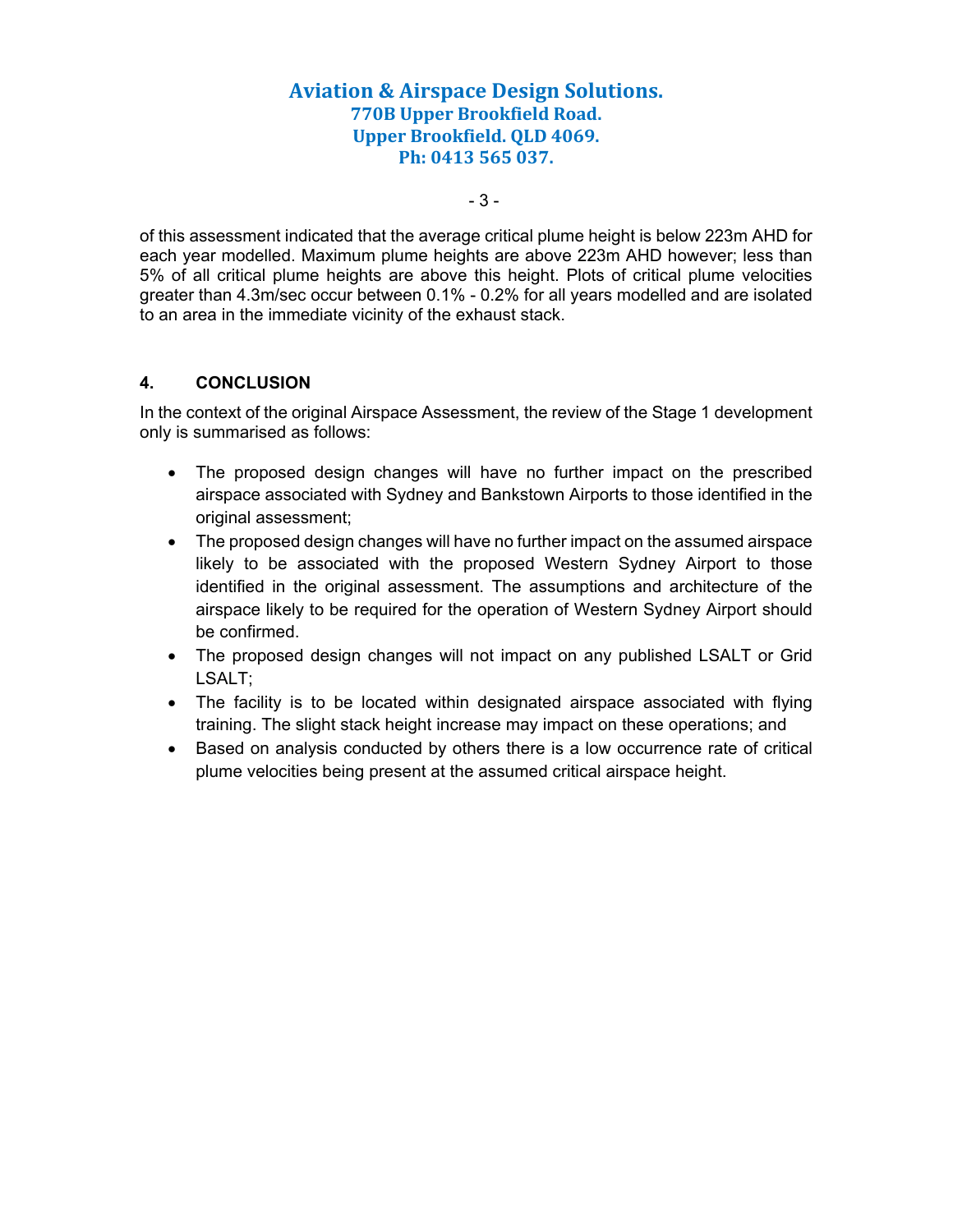of this assessment indicated that the average critical plume height is below 223m AHD for each year modelled. Maximum plume heights are above 223m AHD however; less than 5% of all critical plume heights are above this height. Plots of critical plume velocities greater than 4.3m/sec occur between 0.1% - 0.2% for all years modelled and are isolated to an area in the immediate vicinity of the exhaust stack.

## 4. CONCLUSION

In the context of the original Airspace Assessment, the review of the Stage 1 development only is summarised as follows:

- The proposed design changes will have no further impact on the prescribed airspace associated with Sydney and Bankstown Airports to those identified in the original assessment;
- The proposed design changes will have no further impact on the assumed airspace likely to be associated with the proposed Western Sydney Airport to those identified in the original assessment. The assumptions and architecture of the airspace likely to be required for the operation of Western Sydney Airport should be confirmed.
- The proposed design changes will not impact on any published LSALT or Grid LSALT;
- The facility is to be located within designated airspace associated with flying training. The slight stack height increase may impact on these operations; and
- Based on analysis conducted by others there is a low occurrence rate of critical plume velocities being present at the assumed critical airspace height.